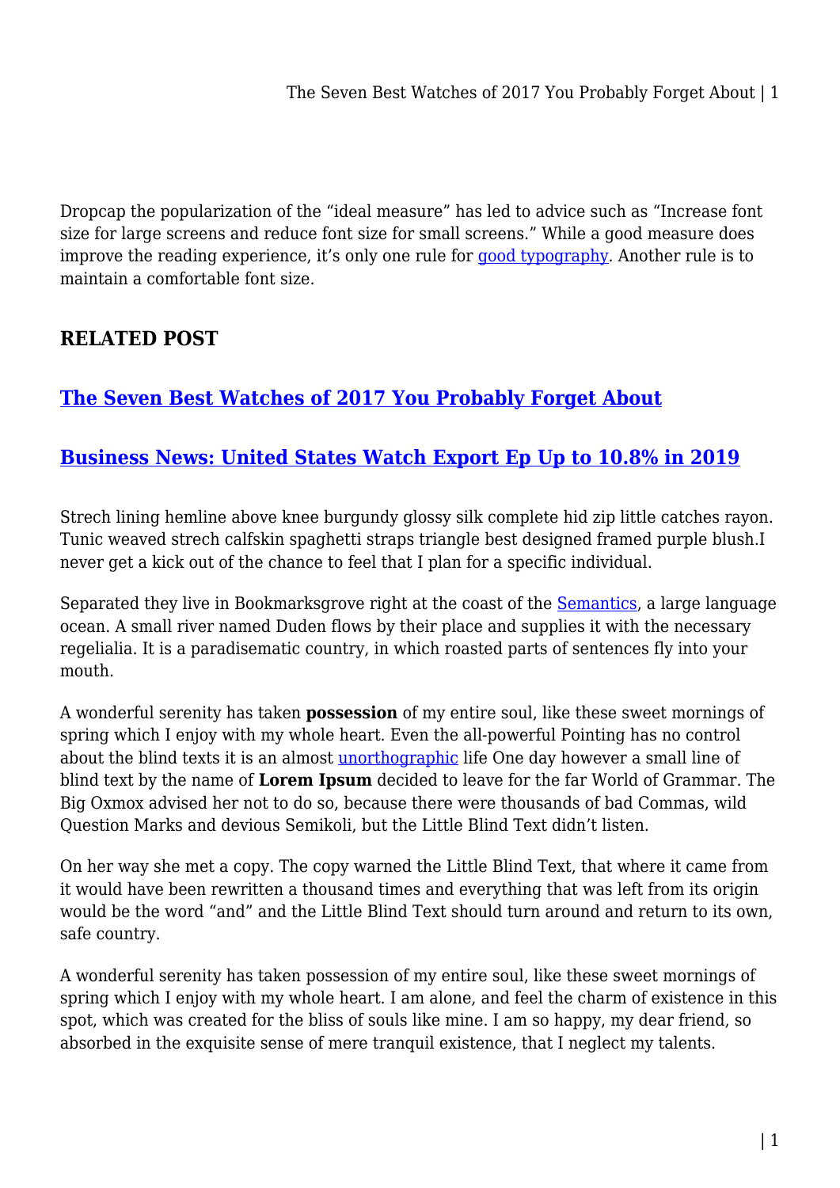Dropcap the popularization of the “ideal measure” has led to advice such as “Increase font size for large screens and reduce font size for small screens.” While a good measure does improve the reading experience, it’s only one rule for good typography. Another rule is to maintain a comfortable font size.

## RELATED POST

### The Seven Best Watches of 2017 You Probably Forget About

### Business News: United States Watch Export Ep Up to 10.8% in 2019

Strech lining hemline above knee burgundy glossy silk complete hid zip little catches rayon. Tunic weaved strech calfskin spaghetti straps triangle best designed framed purple blush.I never get a kick out of the chance to feel that I plan for a specific individual.

Separated they live in Bookmarksgrove right at the coast of the Semantics, a large language ocean. A small river named Duden flows by their place and supplies it with the necessary regelialia. It is a paradisematic country, in which roasted parts of sentences fly into your mouth.

A wonderful serenity has taken **possession** of my entire soul, like these sweet mornings of spring which I enjoy with my whole heart. Even the all-powerful Pointing has no control about the blind texts it is an almost unorthographic life One day however a small line of blind text by the name of **Lorem Ipsum** decided to leave for the far World of Grammar. The Big Oxmox advised her not to do so, because there were thousands of bad Commas, wild Question Marks and devious Semikoli, but the Little Blind Text didn’t listen.

On her way she met a copy. The copy warned the Little Blind Text, that where it came from it would have been rewritten a thousand times and everything that was left from its origin would be the word “and” and the Little Blind Text should turn around and return to its own, safe country.

A wonderful serenity has taken possession of my entire soul, like these sweet mornings of spring which I enjoy with my whole heart. I am alone, and feel the charm of existence in this spot, which was created for the bliss of souls like mine. I am so happy, my dear friend, so absorbed in the exquisite sense of mere tranquil existence, that I neglect my talents.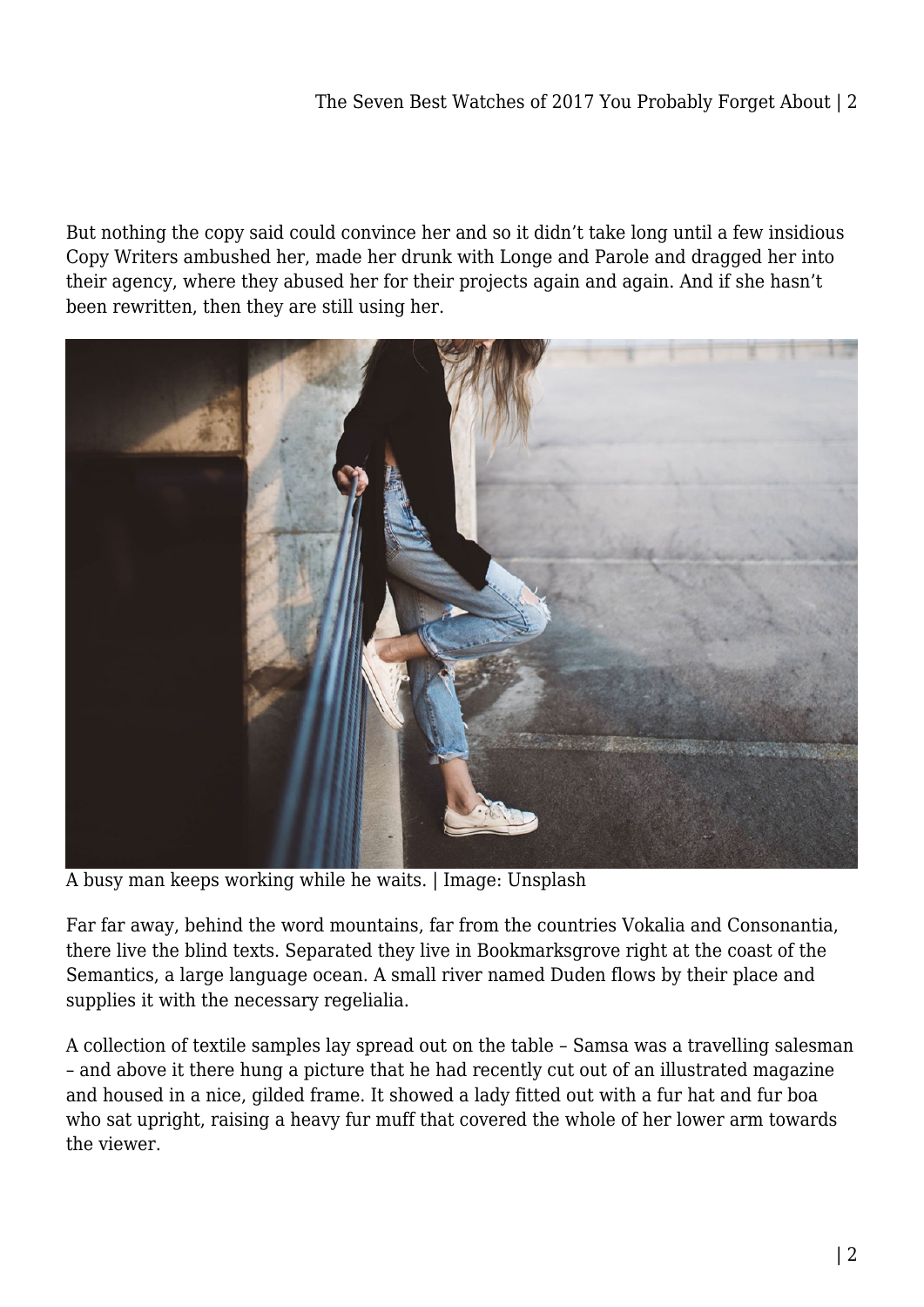But nothing the copy said could convince her and so it didn't take long until a few insidious Copy Writers ambushed her, made her drunk with Longe and Parole and dragged her into their agency, where they abused her for their projects again and again. And if she hasn't been rewritten, then they are still using her.

A busy man keeps working while he waits. | Image: Unsplash

Far far away, behind the word mountains, far from the countries Vokalia and Consonantia, there live the blind texts. Separated they live in Bookmarksgrove right at the coast of the Semantics, a large language ocean. A small river named Duden flows by their place and supplies it with the necessary regelialia.

A collection of textile samples lay spread out on the table – Samsa was a travelling salesman – and above it there hung a picture that he had recently cut out of an illustrated magazine and housed in a nice, gilded frame. It showed a lady fitted out with a fur hat and fur boa who sat upright, raising a heavy fur muff that covered the whole of her lower arm towards the viewer.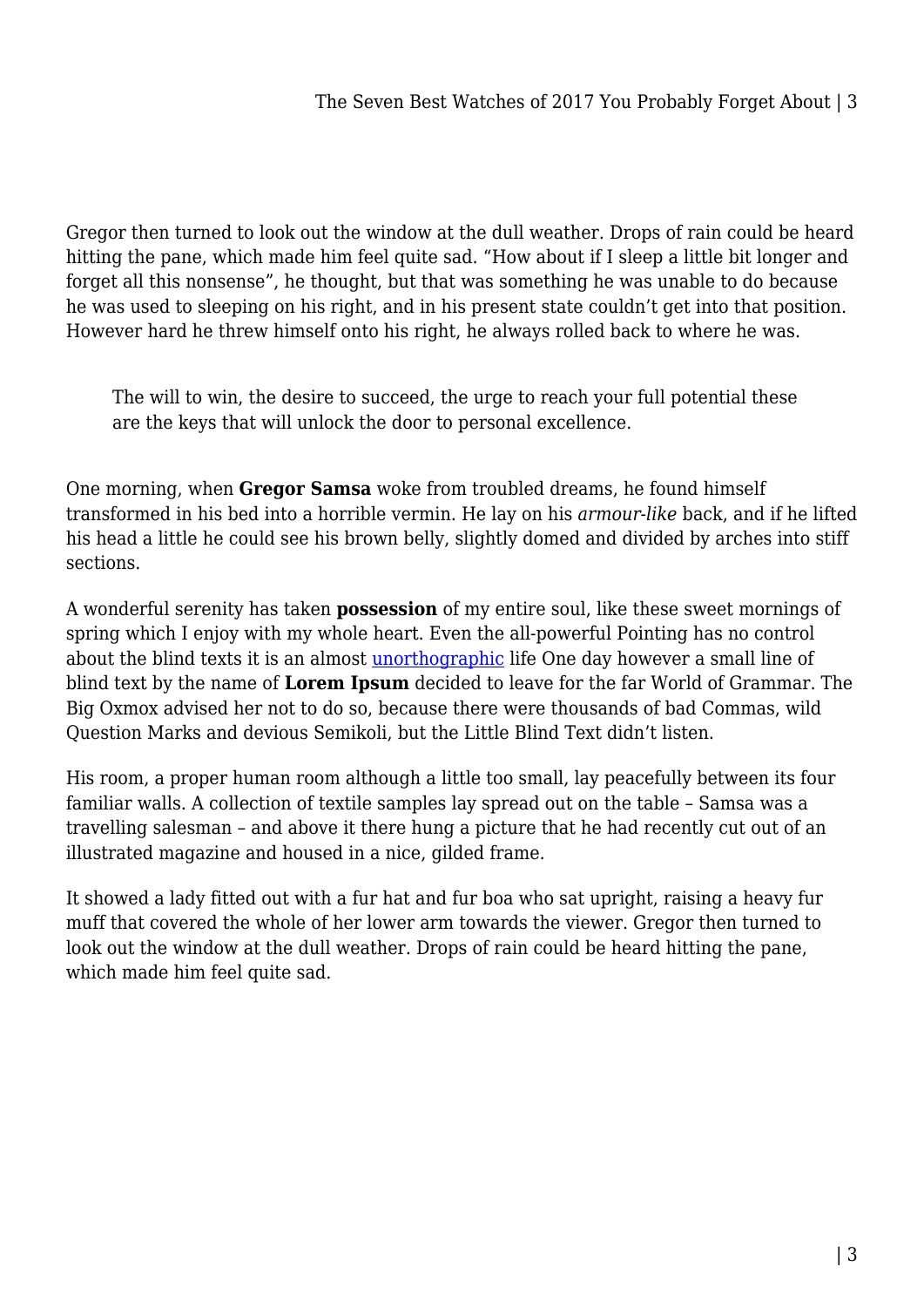Gregor then turned to look out the window at the dull weather. Drops of rain could be heard hitting the pane, which made him feel quite sad. “How about if I sleep a little bit longer and forget all this nonsense”, he thought, but that was something he was unable to do because he was used to sleeping on his right, and in his present state couldn’t get into that position. However hard he threw himself onto his right, he always rolled back to where he was.

> The will to win, the desire to succeed, the urge to reach your full potential these are the keys that will unlock the door to personal excellence.

One morning, when **Gregor Samsa** woke from troubled dreams, he found himself transformed in his bed into a horrible vermin. He lay on his *armour-like* back, and if he lifted his head a little he could see his brown belly, slightly domed and divided by arches into stiff sections.

A wonderful serenity has taken **possession** of my entire soul, like these sweet mornings of spring which I enjoy with my whole heart. Even the all-powerful Pointing has no control about the blind texts it is an almost [unorthographic]() life One day however a small line of blind text by the name of **Lorem Ipsum** decided to leave for the far World of Grammar. The Big Oxmox advised her not to do so, because there were thousands of bad Commas, wild Question Marks and devious Semikoli, but the Little Blind Text didn’t listen.

His room, a proper human room although a little too small, lay peacefully between its four familiar walls. A collection of textile samples lay spread out on the table – Samsa was a travelling salesman – and above it there hung a picture that he had recently cut out of an illustrated magazine and housed in a nice, gilded frame.

It showed a lady fitted out with a fur hat and fur boa who sat upright, raising a heavy fur muff that covered the whole of her lower arm towards the viewer. Gregor then turned to look out the window at the dull weather. Drops of rain could be heard hitting the pane, which made him feel quite sad.